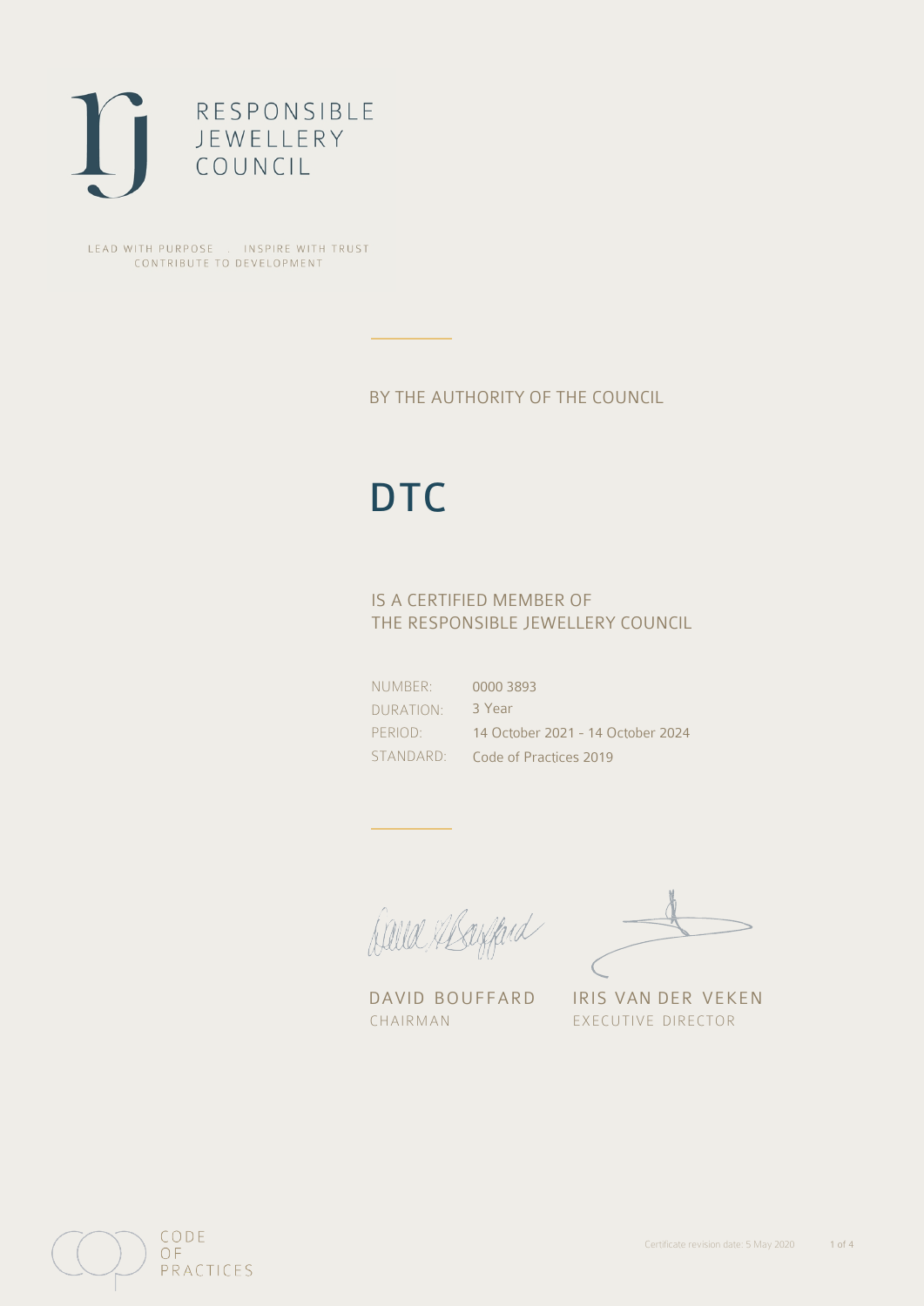RESPONSIBLE
JEWELLERY
COUNCIL

LEAD WITH PURPOSE . INSPIRE WITH TRUST
CONTRIBUTE TO DEVELOPMENT

BY THE AUTHORITY OF THE COUNCIL

# DTC

IS A CERTIFIED MEMBER OF
THE RESPONSIBLE JEWELLERY COUNCIL

| | |
|---|---|
| NUMBER: | 0000 3893 |
| DURATION: | 3 Year |
| PERIOD: | 14 October 2021 - 14 October 2024 |
| STANDARD: | Code of Practices 2019 |

DAVID BOUFFARD
CHAIRMAN

IRIS VAN DER VEKEN
EXECUTIVE DIRECTOR

CODE
OF
PRACTICES

Certificate revision date: 5 May 2020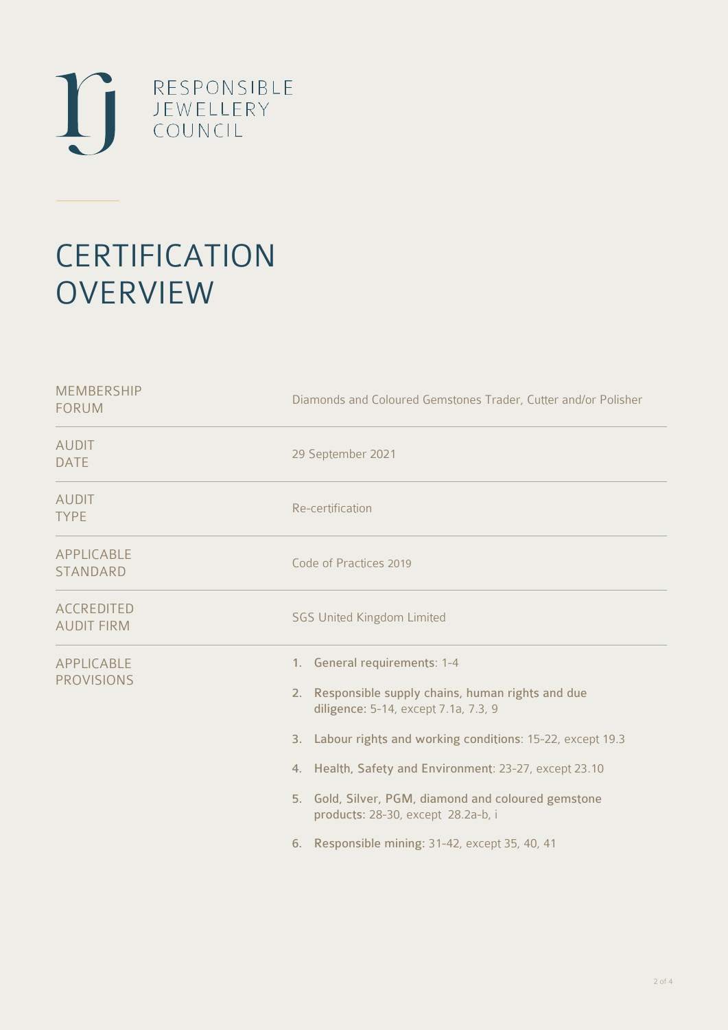RESPONSIBLE
JEWELLERY
COUNCIL

# CERTIFICATION OVERVIEW

| | |
|---|---|
| MEMBERSHIP FORUM | Diamonds and Coloured Gemstones Trader, Cutter and/or Polisher |
| AUDIT DATE | 29 September 2021 |
| AUDIT TYPE | Re-certification |
| APPLICABLE STANDARD | Code of Practices 2019 |
| ACCREDITED AUDIT FIRM | SGS United Kingdom Limited |
| APPLICABLE PROVISIONS | 1. General requirements: 1-4<br>2. Responsible supply chains, human rights and due diligence: 5-14, except 7.1a, 7.3, 9<br>3. Labour rights and working conditions: 15-22, except 19.3<br>4. Health, Safety and Environment: 23-27, except 23.10<br>5. Gold, Silver, PGM, diamond and coloured gemstone products: 28-30, except 28.2a-b, i<br>6. Responsible mining: 31-42, except 35, 40, 41 |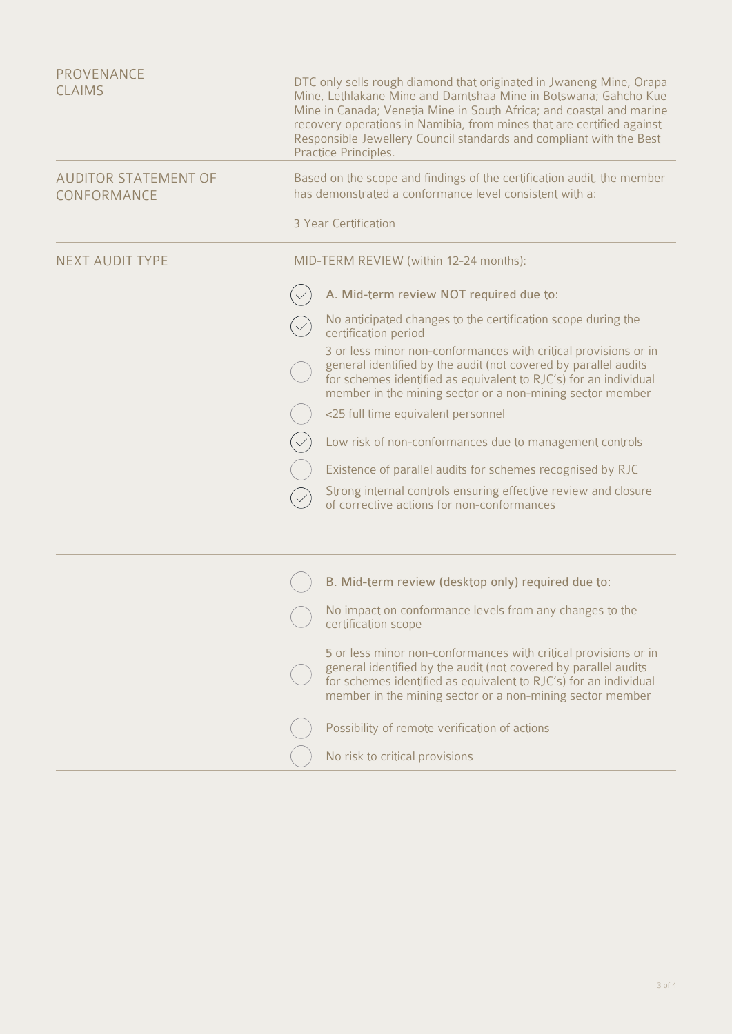| | |
|---|---|
| PROVENANCE CLAIMS | DTC only sells rough diamond that originated in Jwaneng Mine, Orapa Mine, Lethlakane Mine and Damtshaa Mine in Botswana; Gahcho Kue Mine in Canada; Venetia Mine in South Africa; and coastal and marine recovery operations in Namibia, from mines that are certified against Responsible Jewellery Council standards and compliant with the Best Practice Principles. |
| AUDITOR STATEMENT OF CONFORMANCE | Based on the scope and findings of the certification audit, the member has demonstrated a conformance level consistent with a:<br><br>3 Year Certification |
| NEXT AUDIT TYPE | MID-TERM REVIEW (within 12-24 months): |

- [x] A. Mid-term review NOT required due to:
- [x] No anticipated changes to the certification scope during the certification period
- [ ] 3 or less minor non-conformances with critical provisions or in general identified by the audit (not covered by parallel audits for schemes identified as equivalent to RJC's) for an individual member in the mining sector or a non-mining sector member
- [ ] <25 full time equivalent personnel
- [x] Low risk of non-conformances due to management controls
- [ ] Existence of parallel audits for schemes recognised by RJC
- [x] Strong internal controls ensuring effective review and closure of corrective actions for non-conformances

---

- [ ] B. Mid-term review (desktop only) required due to:
- [ ] No impact on conformance levels from any changes to the certification scope
- [ ] 5 or less minor non-conformances with critical provisions or in general identified by the audit (not covered by parallel audits for schemes identified as equivalent to RJC's) for an individual member in the mining sector or a non-mining sector member
- [ ] Possibility of remote verification of actions
- [ ] No risk to critical provisions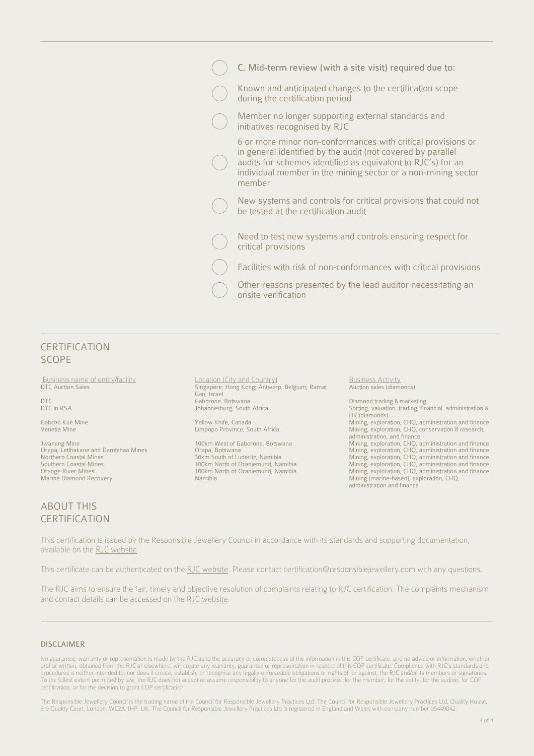C. Mid-term review (with a site visit) required due to:

- Known and anticipated changes to the certification scope during the certification period
- Member no longer supporting external standards and initiatives recognised by RJC
- 6 or more minor non-conformances with critical provisions or in general identified by the audit (not covered by parallel audits for schemes identified as equivalent to RJC's) for an individual member in the mining sector or a non-mining sector member
- New systems and controls for critical provisions that could not be tested at the certification audit
- Need to test new systems and controls ensuring respect for critical provisions
- Facilities with risk of non-conformances with critical provisions
- Other reasons presented by the lead auditor necessitating an onsite verification

## CERTIFICATION SCOPE

| Business name of entity/facility | Location (City and Country) | Business Activity |
|---|---|---|
| DTC Auction Sales | Singapore; Hong Kong; Antwerp, Belgium; Ramat Gan, Israel | Auction sales (diamonds) |
| DTC | Gaborone, Botswana | Diamond trading & marketing |
| DTC in RSA | Johannesburg, South Africa | Sorting, valuation, trading, financial, administration & HR (diamonds) |
| Gahcho Kué Mine | Yellow Knife, Canada | Mining, exploration, CHQ, administration and finance |
| Venetia Mine | Limpopo Province, South Africa | Mining, exploration, CHQ, conservation & research, administration, and finance |
| Jwaneng Mine | 100km West of Gaborone, Botswana | Mining, exploration, CHQ, administration and finance |
| Orapa, Letlhakane and Damtshaa Mines | Orapa, Botswana | Mining, exploration, CHQ, administration and finance |
| Northern Coastal Mines | 30km South of Luderitz, Namibia | Mining, exploration, CHQ, administration and finance |
| Southern Coastal Mines | 100km North of Oranjemund, Namibia | Mining, exploration, CHQ, administration and finance |
| Orange River Mines | 100km North of Oranjemund, Namibia | Mining, exploration, CHQ, administration and finance |
| Marine Diamond Recovery | Namibia | Mining (marine-based), exploration, CHQ, administration and finance |

## ABOUT THIS CERTIFICATION

This certification is issued by the Responsible Jewellery Council in accordance with its standards and supporting documentation, available on the RJC website.

This certificate can be authenticated on the RJC website. Please contact certification@responsiblejewellery.com with any questions.

The RJC aims to ensure the fair, timely and objective resolution of complaints relating to RJC certification. The complaints mechanism and contact details can be accessed on the RJC website.

### DISCLAIMER

No guarantee, warranty or representation is made by the RJC as to the accuracy or completeness of the information in this COP certificate, and no advice or information, whether oral or written, obtained from the RJC or elsewhere, will create any warranty, guarantee or representation in respect of this COP certificate. Compliance with RJC's standards and procedures is neither intended to, nor does it create, establish, or recognise any legally enforceable obligations or rights of, or against, the RJC and/or its members or signatories. To the fullest extent permitted by law, the RJC does not accept or assume responsibility to anyone for the audit process, for the member, for the entity, for the auditor, for COP certification, or for the decision to grant COP certification.

The Responsible Jewellery Council is the trading name of the Council for Responsible Jewellery Practices Ltd. The Council for Responsible Jewellery Practices Ltd, Quality House, 5-9 Quality Court, London, WC2A 1HP, UK. The Council for Responsible Jewellery Practices Ltd is registered in England and Wales with company number 05449042.